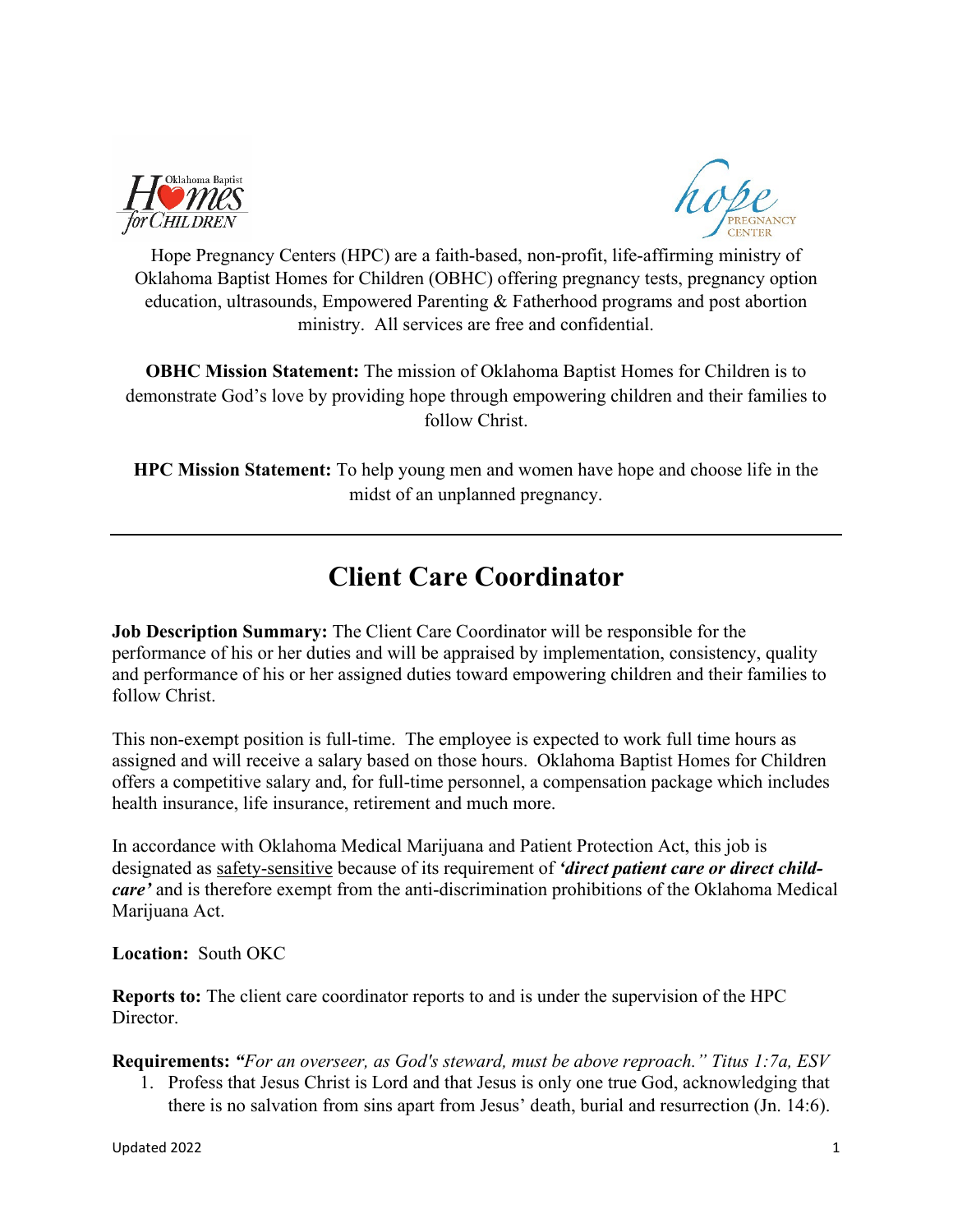Hope Pregnancy Centers (HPC) are a faith-based, non-profit, life-affirming ministry of Oklahoma Baptist Homes for Children (OBHC) offering pregnancy tests, pregnancy option education, ultrasounds, Empowered Parenting & Fatherhood programs and post abortion ministry. All services are free and confidential.

**OBHC Mission Statement:** The mission of Oklahoma Baptist Homes for Children is to demonstrate God's love by providing hope through empowering children and their families to follow Christ.

**HPC Mission Statement:** To help young men and women have hope and choose life in the midst of an unplanned pregnancy.

---

# Client Care Coordinator

**Job Description Summary:** The Client Care Coordinator will be responsible for the performance of his or her duties and will be appraised by implementation, consistency, quality and performance of his or her assigned duties toward empowering children and their families to follow Christ.

This non-exempt position is full-time. The employee is expected to work full time hours as assigned and will receive a salary based on those hours. Oklahoma Baptist Homes for Children offers a competitive salary and, for full-time personnel, a compensation package which includes health insurance, life insurance, retirement and much more.

In accordance with Oklahoma Medical Marijuana and Patient Protection Act, this job is designated as safety-sensitive because of its requirement of ***'direct patient care or direct child-care'*** and is therefore exempt from the anti-discrimination prohibitions of the Oklahoma Medical Marijuana Act.

**Location:** South OKC

**Reports to:** The client care coordinator reports to and is under the supervision of the HPC Director.

**Requirements:** ***"****For an overseer, as God's steward, must be above reproach." Titus 1:7a, ESV*

1. Profess that Jesus Christ is Lord and that Jesus is only one true God, acknowledging that there is no salvation from sins apart from Jesus' death, burial and resurrection (Jn. 14:6).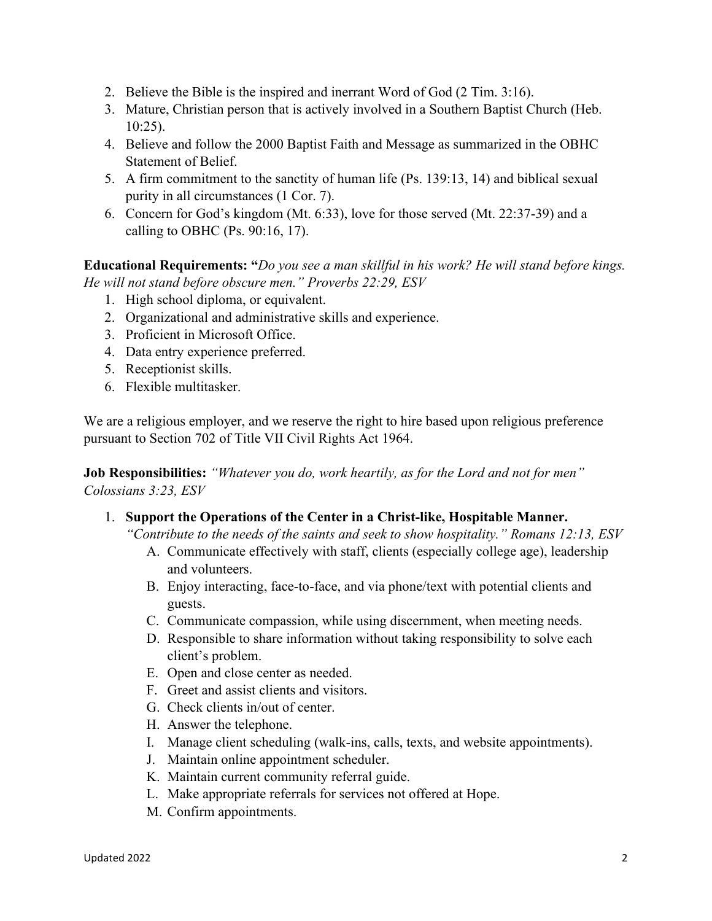2. Believe the Bible is the inspired and inerrant Word of God (2 Tim. 3:16).
3. Mature, Christian person that is actively involved in a Southern Baptist Church (Heb. 10:25).
4. Believe and follow the 2000 Baptist Faith and Message as summarized in the OBHC Statement of Belief.
5. A firm commitment to the sanctity of human life (Ps. 139:13, 14) and biblical sexual purity in all circumstances (1 Cor. 7).
6. Concern for God's kingdom (Mt. 6:33), love for those served (Mt. 22:37-39) and a calling to OBHC (Ps. 90:16, 17).

**Educational Requirements: "***Do you see a man skillful in his work? He will stand before kings. He will not stand before obscure men." Proverbs 22:29, ESV*

1. High school diploma, or equivalent.
2. Organizational and administrative skills and experience.
3. Proficient in Microsoft Office.
4. Data entry experience preferred.
5. Receptionist skills.
6. Flexible multitasker.

We are a religious employer, and we reserve the right to hire based upon religious preference pursuant to Section 702 of Title VII Civil Rights Act 1964.

**Job Responsibilities:** *"Whatever you do, work heartily, as for the Lord and not for men" Colossians 3:23, ESV*

1. **Support the Operations of the Center in a Christ-like, Hospitable Manner.**
   *"Contribute to the needs of the saints and seek to show hospitality." Romans 12:13, ESV*
   A. Communicate effectively with staff, clients (especially college age), leadership and volunteers.
   B. Enjoy interacting, face-to-face, and via phone/text with potential clients and guests.
   C. Communicate compassion, while using discernment, when meeting needs.
   D. Responsible to share information without taking responsibility to solve each client's problem.
   E. Open and close center as needed.
   F. Greet and assist clients and visitors.
   G. Check clients in/out of center.
   H. Answer the telephone.
   I. Manage client scheduling (walk-ins, calls, texts, and website appointments).
   J. Maintain online appointment scheduler.
   K. Maintain current community referral guide.
   L. Make appropriate referrals for services not offered at Hope.
   M. Confirm appointments.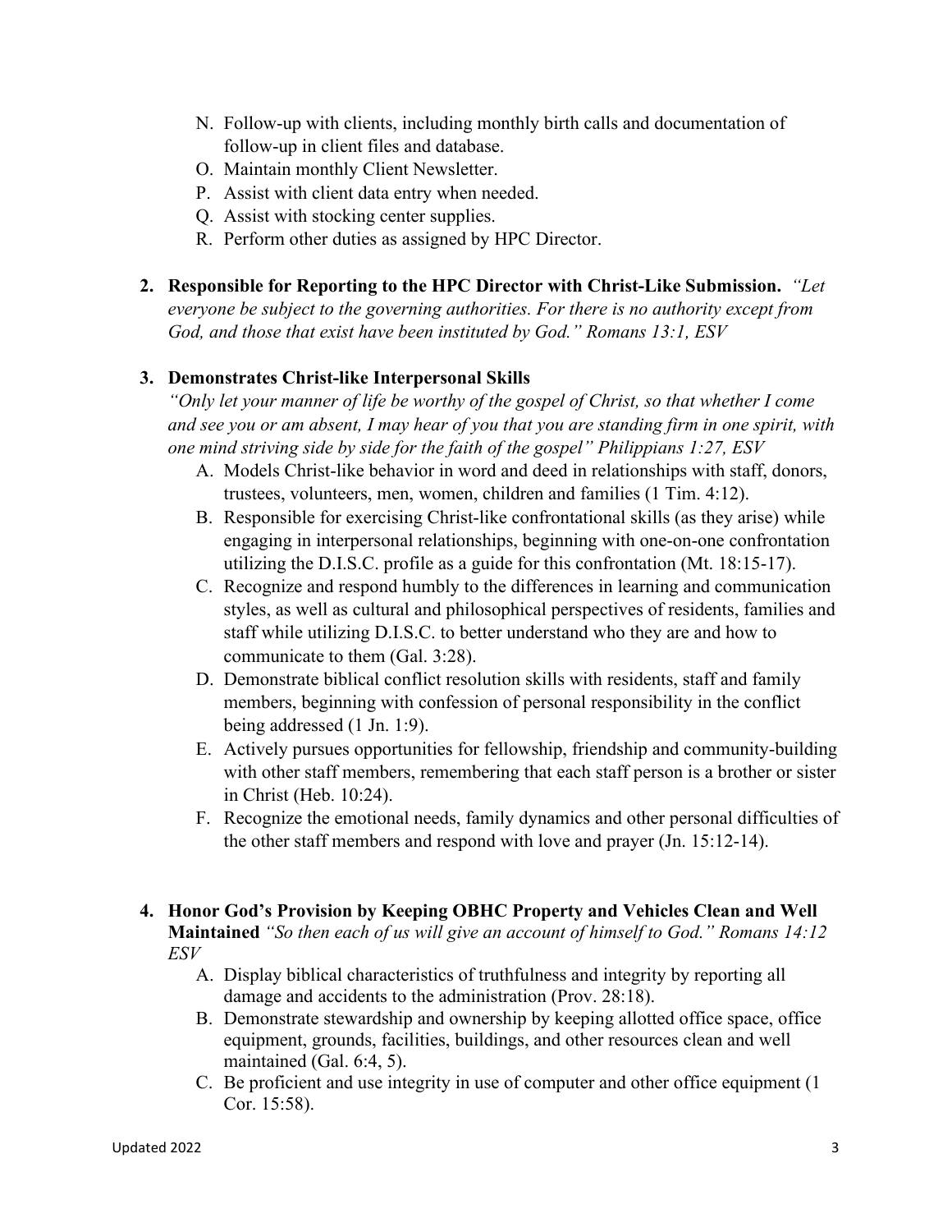N. Follow-up with clients, including monthly birth calls and documentation of follow-up in client files and database.
O. Maintain monthly Client Newsletter.
P. Assist with client data entry when needed.
Q. Assist with stocking center supplies.
R. Perform other duties as assigned by HPC Director.

2. **Responsible for Reporting to the HPC Director with Christ-Like Submission.** *"Let everyone be subject to the governing authorities. For there is no authority except from God, and those that exist have been instituted by God." Romans 13:1, ESV*

3. **Demonstrates Christ-like Interpersonal Skills**
*"Only let your manner of life be worthy of the gospel of Christ, so that whether I come and see you or am absent, I may hear of you that you are standing firm in one spirit, with one mind striving side by side for the faith of the gospel" Philippians 1:27, ESV*
   A. Models Christ-like behavior in word and deed in relationships with staff, donors, trustees, volunteers, men, women, children and families (1 Tim. 4:12).
   B. Responsible for exercising Christ-like confrontational skills (as they arise) while engaging in interpersonal relationships, beginning with one-on-one confrontation utilizing the D.I.S.C. profile as a guide for this confrontation (Mt. 18:15-17).
   C. Recognize and respond humbly to the differences in learning and communication styles, as well as cultural and philosophical perspectives of residents, families and staff while utilizing D.I.S.C. to better understand who they are and how to communicate to them (Gal. 3:28).
   D. Demonstrate biblical conflict resolution skills with residents, staff and family members, beginning with confession of personal responsibility in the conflict being addressed (1 Jn. 1:9).
   E. Actively pursues opportunities for fellowship, friendship and community-building with other staff members, remembering that each staff person is a brother or sister in Christ (Heb. 10:24).
   F. Recognize the emotional needs, family dynamics and other personal difficulties of the other staff members and respond with love and prayer (Jn. 15:12-14).

4. **Honor God's Provision by Keeping OBHC Property and Vehicles Clean and Well Maintained** *"So then each of us will give an account of himself to God." Romans 14:12 ESV*
   A. Display biblical characteristics of truthfulness and integrity by reporting all damage and accidents to the administration (Prov. 28:18).
   B. Demonstrate stewardship and ownership by keeping allotted office space, office equipment, grounds, facilities, buildings, and other resources clean and well maintained (Gal. 6:4, 5).
   C. Be proficient and use integrity in use of computer and other office equipment (1 Cor. 15:58).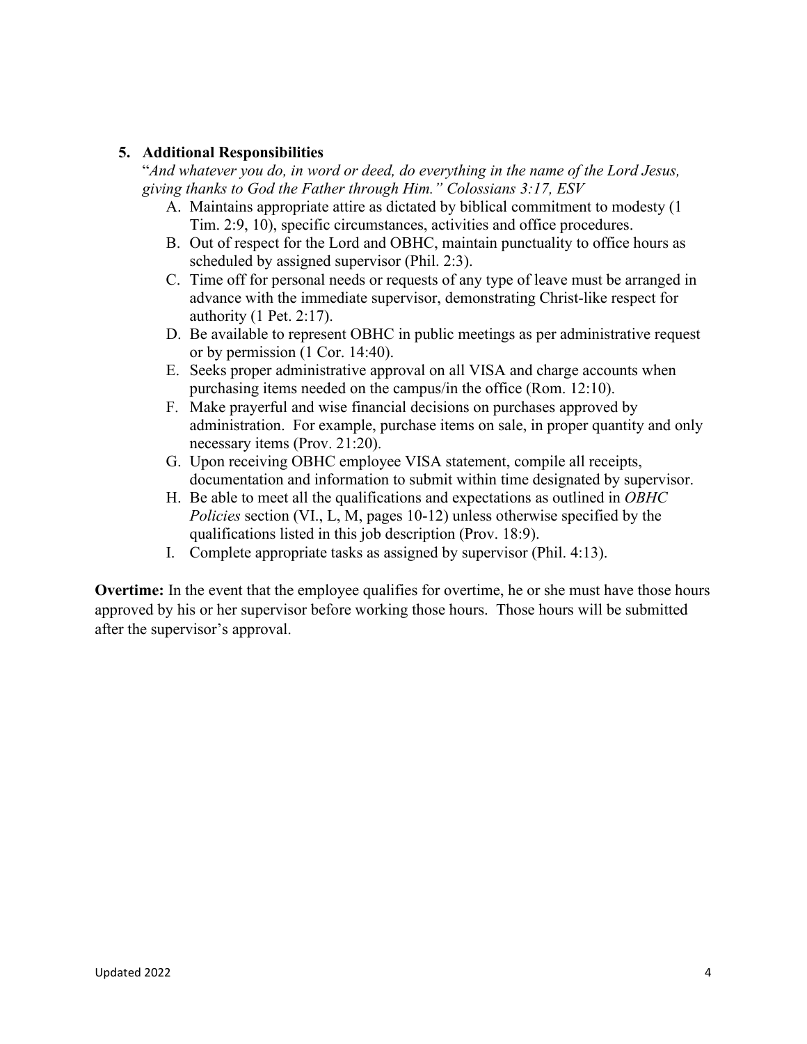5. **Additional Responsibilities**

   "*And whatever you do, in word or deed, do everything in the name of the Lord Jesus, giving thanks to God the Father through Him." Colossians 3:17, ESV*

   A. Maintains appropriate attire as dictated by biblical commitment to modesty (1 Tim. 2:9, 10), specific circumstances, activities and office procedures.
   B. Out of respect for the Lord and OBHC, maintain punctuality to office hours as scheduled by assigned supervisor (Phil. 2:3).
   C. Time off for personal needs or requests of any type of leave must be arranged in advance with the immediate supervisor, demonstrating Christ-like respect for authority (1 Pet. 2:17).
   D. Be available to represent OBHC in public meetings as per administrative request or by permission (1 Cor. 14:40).
   E. Seeks proper administrative approval on all VISA and charge accounts when purchasing items needed on the campus/in the office (Rom. 12:10).
   F. Make prayerful and wise financial decisions on purchases approved by administration. For example, purchase items on sale, in proper quantity and only necessary items (Prov. 21:20).
   G. Upon receiving OBHC employee VISA statement, compile all receipts, documentation and information to submit within time designated by supervisor.
   H. Be able to meet all the qualifications and expectations as outlined in *OBHC Policies* section (VI., L, M, pages 10-12) unless otherwise specified by the qualifications listed in this job description (Prov. 18:9).
   I. Complete appropriate tasks as assigned by supervisor (Phil. 4:13).

**Overtime:** In the event that the employee qualifies for overtime, he or she must have those hours approved by his or her supervisor before working those hours. Those hours will be submitted after the supervisor's approval.

Updated 2022